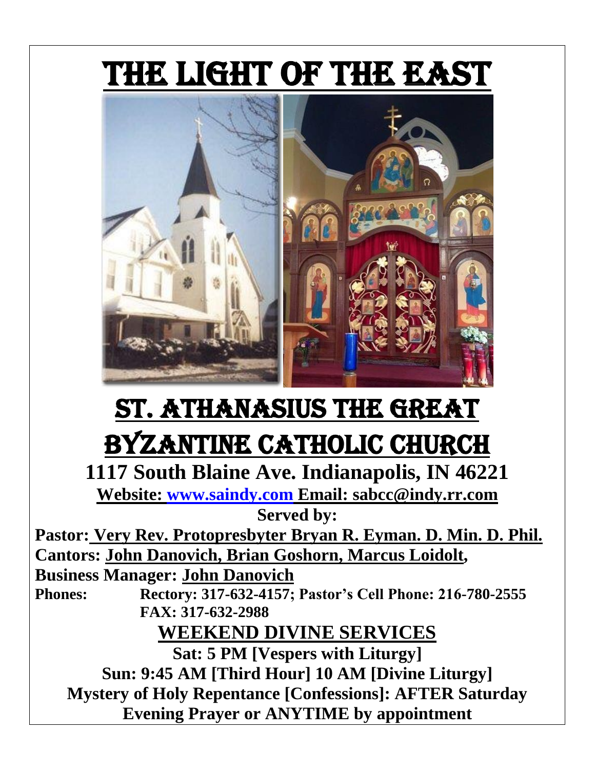# THE LIGHT OF THE EAST

# ST. ATHANASIUS THE GREAT BYZANTINE CATHOLIC CHURCH

**1117 South Blaine Ave. Indianapolis, IN 46221**

**Website: www.saindy.com Email: sabcc@indy.rr.com**

**Served by:**

**Pastor: Very Rev. Protopresbyter Bryan R. Eyman. D. Min. D. Phil.**

**Cantors: John Danovich, Brian Goshorn, Marcus Loidolt,**

**Business Manager: John Danovich**

**Phones:** **Rectory: 317-632-4157; Pastor's Cell Phone: 216-780-2555**
**FAX: 317-632-2988**

## WEEKEND DIVINE SERVICES

**Sat: 5 PM [Vespers with Liturgy]**

**Sun: 9:45 AM [Third Hour] 10 AM [Divine Liturgy]**

**Mystery of Holy Repentance [Confessions]: AFTER Saturday Evening Prayer or ANYTIME by appointment**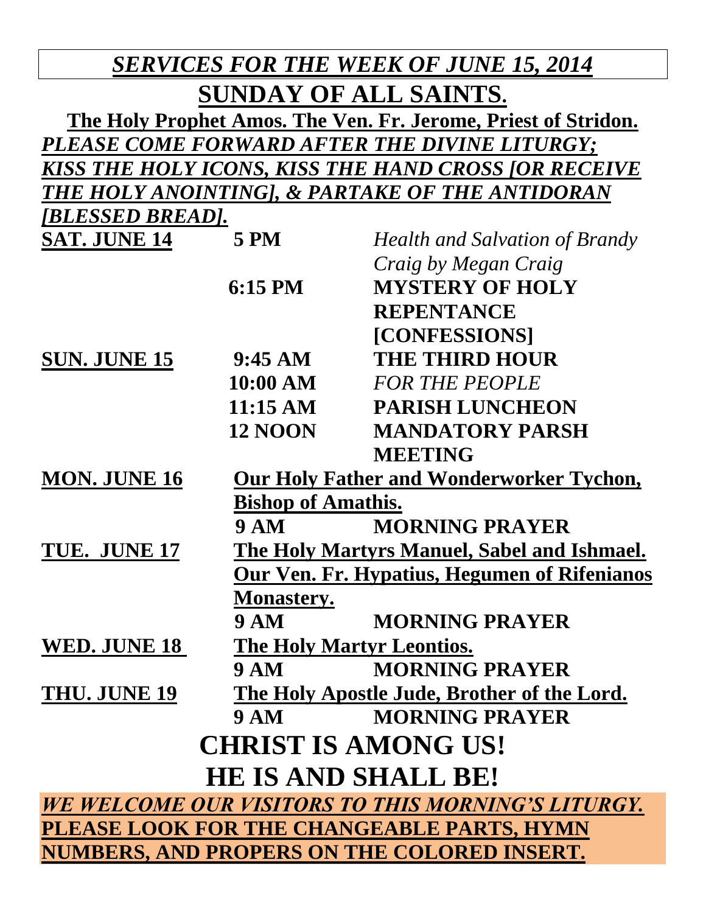## ***SERVICES FOR THE WEEK OF JUNE 15, 2014***

# SUNDAY OF ALL SAINTS.

**The Holy Prophet Amos. The Ven. Fr. Jerome, Priest of Stridon.**

***PLEASE COME FORWARD AFTER THE DIVINE LITURGY; KISS THE HOLY ICONS, KISS THE HAND CROSS [OR RECEIVE THE HOLY ANOINTING], & PARTAKE OF THE ANTIDORAN [BLESSED BREAD].***

| | | |
|---|---|---|
| **SAT. JUNE 14** | **5 PM** | *Health and Salvation of Brandy Craig by Megan Craig* |
| | **6:15 PM** | **MYSTERY OF HOLY REPENTANCE [CONFESSIONS]** |
| **SUN. JUNE 15** | **9:45 AM** | **THE THIRD HOUR** |
| | **10:00 AM** | *FOR THE PEOPLE* |
| | **11:15 AM** | **PARISH LUNCHEON** |
| | **12 NOON** | **MANDATORY PARSH MEETING** |
| **MON. JUNE 16** | **Our Holy Father and Wonderworker Tychon, Bishop of Amathis.** | |
| | **9 AM** | **MORNING PRAYER** |
| **TUE. JUNE 17** | **The Holy Martyrs Manuel, Sabel and Ishmael. Our Ven. Fr. Hypatius, Hegumen of Rifenianos Monastery.** | |
| | **9 AM** | **MORNING PRAYER** |
| **WED. JUNE 18** | **The Holy Martyr Leontios.** | |
| | **9 AM** | **MORNING PRAYER** |
| **THU. JUNE 19** | **The Holy Apostle Jude, Brother of the Lord.** | |
| | **9 AM** | **MORNING PRAYER** |

## CHRIST IS AMONG US!
## HE IS AND SHALL BE!

***WE WELCOME OUR VISITORS TO THIS MORNING'S LITURGY.***
**PLEASE LOOK FOR THE CHANGEABLE PARTS, HYMN NUMBERS, AND PROPERS ON THE COLORED INSERT.**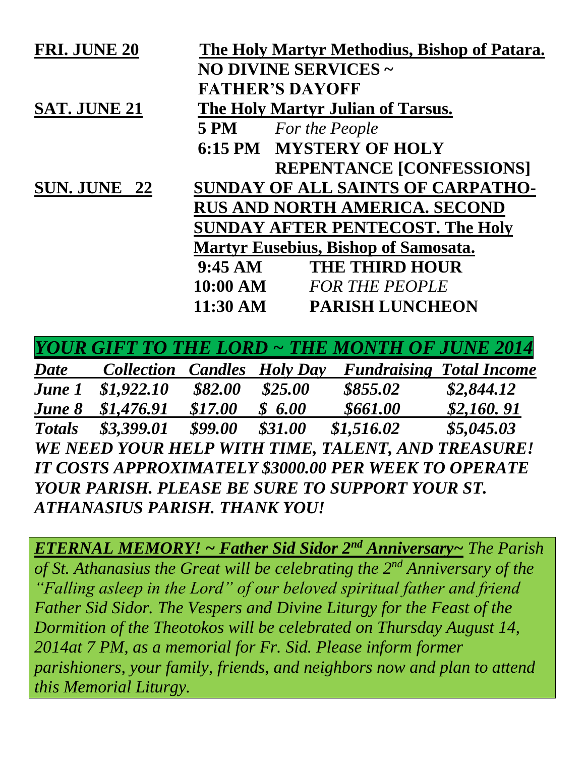**FRI. JUNE 20** — **The Holy Martyr Methodius, Bishop of Patara.**
**NO DIVINE SERVICES ~ FATHER'S DAYOFF**

**SAT. JUNE 21** — **The Holy Martyr Julian of Tarsus.**

**5 PM** *For the People*

**6:15 PM MYSTERY OF HOLY REPENTANCE [CONFESSIONS]**

**SUN. JUNE 22** — **SUNDAY OF ALL SAINTS OF CARPATHO-RUS AND NORTH AMERICA. SECOND SUNDAY AFTER PENTECOST. The Holy Martyr Eusebius, Bishop of Samosata.**

**9:45 AM** **THE THIRD HOUR**

**10:00 AM** *FOR THE PEOPLE*

**11:30 AM** **PARISH LUNCHEON**

## *YOUR GIFT TO THE LORD ~ THE MONTH OF JUNE 2014*

| *Date* | *Collection* | *Candles* | *Holy Day* | *Fundraising* | *Total Income* |
|---|---|---|---|---|---|
| *June 1* | *$1,922.10* | *$82.00* | *$25.00* | *$855.02* | *$2,844.12* |
| *June 8* | *$1,476.91* | *$17.00* | *$ 6.00* | *$661.00* | *$2,160. 91* |
| *Totals* | *$3,399.01* | *$99.00* | *$31.00* | *$1,516.02* | *$5,045.03* |

***WE NEED YOUR HELP WITH TIME, TALENT, AND TREASURE! IT COSTS APPROXIMATELY $3000.00 PER WEEK TO OPERATE YOUR PARISH. PLEASE BE SURE TO SUPPORT YOUR ST. ATHANASIUS PARISH. THANK YOU!***

***ETERNAL MEMORY! ~ Father Sid Sidor 2nd Anniversary~*** *The Parish of St. Athanasius the Great will be celebrating the 2nd Anniversary of the "Falling asleep in the Lord" of our beloved spiritual father and friend Father Sid Sidor. The Vespers and Divine Liturgy for the Feast of the Dormition of the Theotokos will be celebrated on Thursday August 14, 2014at 7 PM, as a memorial for Fr. Sid. Please inform former parishioners, your family, friends, and neighbors now and plan to attend this Memorial Liturgy.*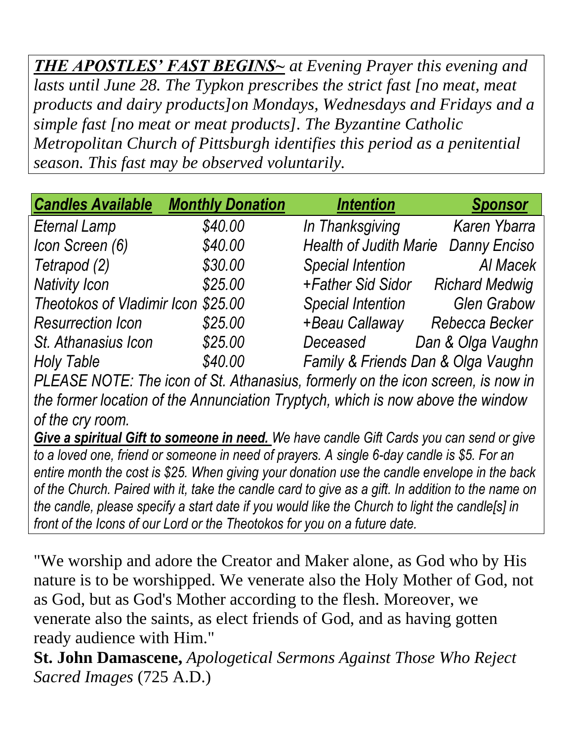***THE APOSTLES' FAST BEGINS~*** *at Evening Prayer this evening and lasts until June 28. The Typkon prescribes the strict fast [no meat, meat products and dairy products]on Mondays, Wednesdays and Fridays and a simple fast [no meat or meat products]. The Byzantine Catholic Metropolitan Church of Pittsburgh identifies this period as a penitential season. This fast may be observed voluntarily.*

| ***Candles Available*** | ***Monthly Donation*** | ***Intention*** | ***Sponsor*** |
|---|---|---|---|
| *Eternal Lamp* | *$40.00* | *In Thanksgiving* | *Karen Ybarra* |
| *Icon Screen (6)* | *$40.00* | *Health of Judith Marie* | *Danny Enciso* |
| *Tetrapod (2)* | *$30.00* | *Special Intention* | *Al Macek* |
| *Nativity Icon* | *$25.00* | *+Father Sid Sidor* | *Richard Medwig* |
| *Theotokos of Vladimir Icon* | *$25.00* | *Special Intention* | *Glen Grabow* |
| *Resurrection Icon* | *$25.00* | *+Beau Callaway* | *Rebecca Becker* |
| *St. Athanasius Icon* | *$25.00* | *Deceased* | *Dan & Olga Vaughn* |
| *Holy Table* | *$40.00* | *Family & Friends* | *Dan & Olga Vaughn* |

*PLEASE NOTE: The icon of St. Athanasius, formerly on the icon screen, is now in the former location of the Annunciation Tryptych, which is now above the window of the cry room.*

***Give a spiritual Gift to someone in need.*** *We have candle Gift Cards you can send or give to a loved one, friend or someone in need of prayers. A single 6-day candle is $5. For an entire month the cost is $25. When giving your donation use the candle envelope in the back of the Church. Paired with it, take the candle card to give as a gift. In addition to the name on the candle, please specify a start date if you would like the Church to light the candle[s] in front of the Icons of our Lord or the Theotokos for you on a future date.*

"We worship and adore the Creator and Maker alone, as God who by His nature is to be worshipped. We venerate also the Holy Mother of God, not as God, but as God's Mother according to the flesh. Moreover, we venerate also the saints, as elect friends of God, and as having gotten ready audience with Him."

**St. John Damascene,** *Apologetical Sermons Against Those Who Reject Sacred Images* (725 A.D.)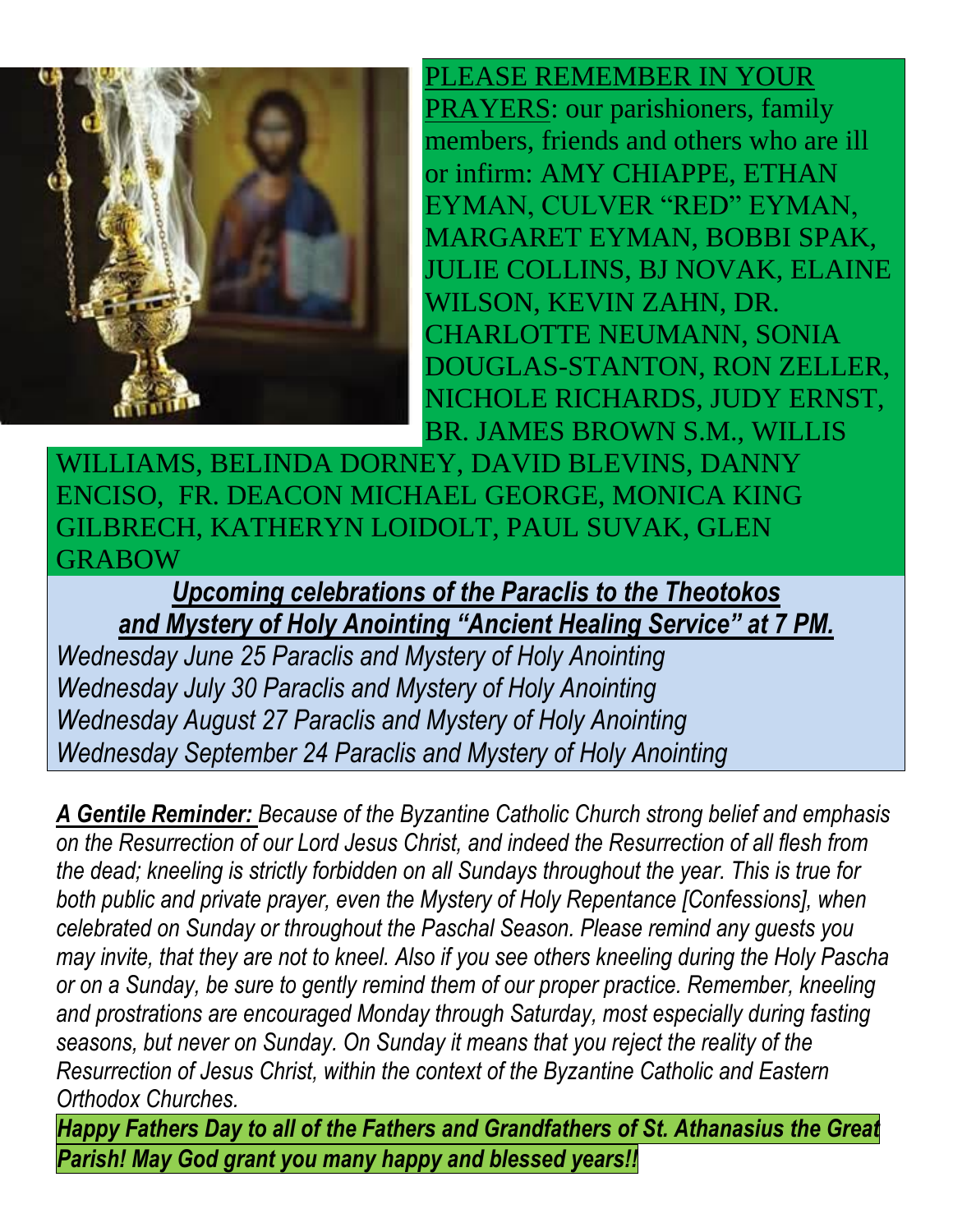PLEASE REMEMBER IN YOUR PRAYERS: our parishioners, family members, friends and others who are ill or infirm: AMY CHIAPPE, ETHAN EYMAN, CULVER "RED" EYMAN, MARGARET EYMAN, BOBBI SPAK, JULIE COLLINS, BJ NOVAK, ELAINE WILSON, KEVIN ZAHN, DR. CHARLOTTE NEUMANN, SONIA DOUGLAS-STANTON, RON ZELLER, NICHOLE RICHARDS, JUDY ERNST, BR. JAMES BROWN S.M., WILLIS WILLIAMS, BELINDA DORNEY, DAVID BLEVINS, DANNY ENCISO, FR. DEACON MICHAEL GEORGE, MONICA KING GILBRECH, KATHERYN LOIDOLT, PAUL SUVAK, GLEN GRABOW

***Upcoming celebrations of the Paraclis to the Theotokos and Mystery of Holy Anointing "Ancient Healing Service" at 7 PM.***

*Wednesday June 25 Paraclis and Mystery of Holy Anointing*
*Wednesday July 30 Paraclis and Mystery of Holy Anointing*
*Wednesday August 27 Paraclis and Mystery of Holy Anointing*
*Wednesday September 24 Paraclis and Mystery of Holy Anointing*

***A Gentile Reminder:*** *Because of the Byzantine Catholic Church strong belief and emphasis on the Resurrection of our Lord Jesus Christ, and indeed the Resurrection of all flesh from the dead; kneeling is strictly forbidden on all Sundays throughout the year. This is true for both public and private prayer, even the Mystery of Holy Repentance [Confessions], when celebrated on Sunday or throughout the Paschal Season. Please remind any guests you may invite, that they are not to kneel. Also if you see others kneeling during the Holy Pascha or on a Sunday, be sure to gently remind them of our proper practice. Remember, kneeling and prostrations are encouraged Monday through Saturday, most especially during fasting seasons, but never on Sunday. On Sunday it means that you reject the reality of the Resurrection of Jesus Christ, within the context of the Byzantine Catholic and Eastern Orthodox Churches.*

***Happy Fathers Day to all of the Fathers and Grandfathers of St. Athanasius the Great Parish! May God grant you many happy and blessed years!!***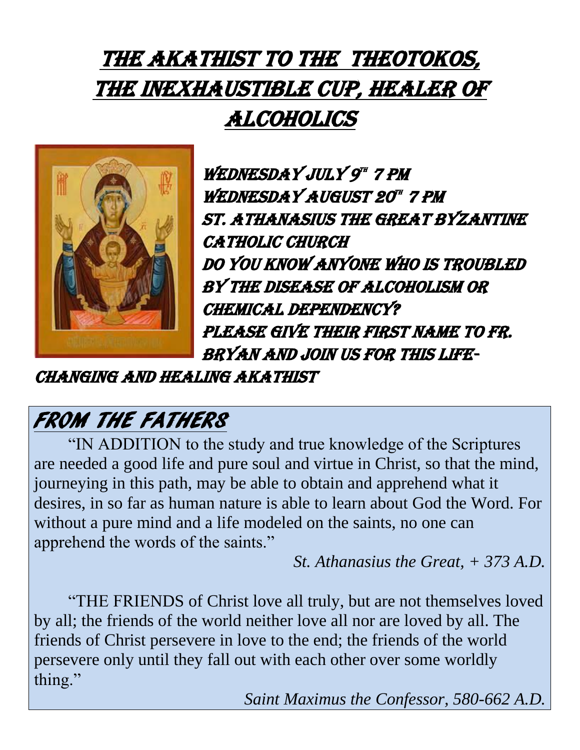# The Akathist to the Theotokos, The Inexhaustible Cup, Healer of Alcoholics

Wednesday July 9th 7 PM
Wednesday August 20th 7 PM
St. Athanasius the Great Byzantine Catholic Church
Do you know anyone who is troubled by the disease of alcoholism or chemical dependency?
Please give their first name to Fr. Bryan and join us for this life-changing and healing Akathist

## From the Fathers

"IN ADDITION to the study and true knowledge of the Scriptures are needed a good life and pure soul and virtue in Christ, so that the mind, journeying in this path, may be able to obtain and apprehend what it desires, in so far as human nature is able to learn about God the Word. For without a pure mind and a life modeled on the saints, no one can apprehend the words of the saints."

*St. Athanasius the Great, + 373 A.D.*

"THE FRIENDS of Christ love all truly, but are not themselves loved by all; the friends of the world neither love all nor are loved by all. The friends of Christ persevere in love to the end; the friends of the world persevere only until they fall out with each other over some worldly thing."

*Saint Maximus the Confessor, 580-662 A.D.*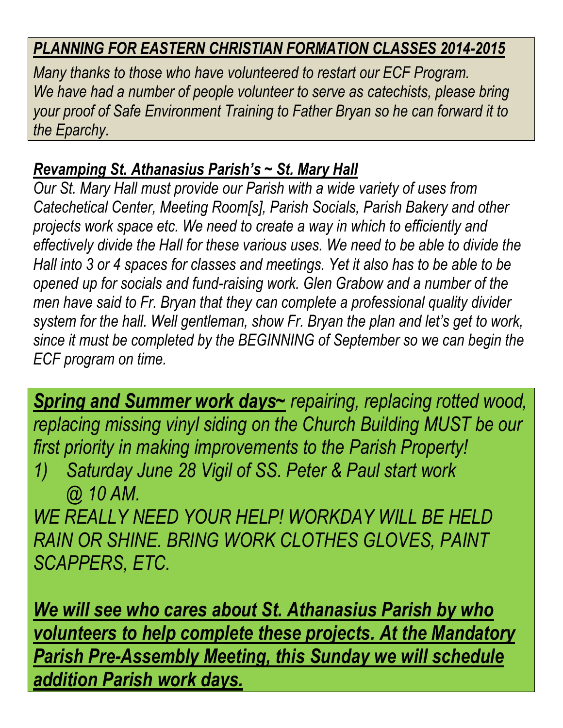***PLANNING FOR EASTERN CHRISTIAN FORMATION CLASSES 2014-2015***

*Many thanks to those who have volunteered to restart our ECF Program. We have had a number of people volunteer to serve as catechists, please bring your proof of Safe Environment Training to Father Bryan so he can forward it to the Eparchy.*

***Revamping St. Athanasius Parish's ~ St. Mary Hall***

*Our St. Mary Hall must provide our Parish with a wide variety of uses from Catechetical Center, Meeting Room[s], Parish Socials, Parish Bakery and other projects work space etc. We need to create a way in which to efficiently and effectively divide the Hall for these various uses. We need to be able to divide the Hall into 3 or 4 spaces for classes and meetings. Yet it also has to be able to be opened up for socials and fund-raising work. Glen Grabow and a number of the men have said to Fr. Bryan that they can complete a professional quality divider system for the hall. Well gentleman, show Fr. Bryan the plan and let's get to work, since it must be completed by the BEGINNING of September so we can begin the ECF program on time.*

***Spring and Summer work days~*** *repairing, replacing rotted wood, replacing missing vinyl siding on the Church Building MUST be our first priority in making improvements to the Parish Property!*

1) *Saturday June 28 Vigil of SS. Peter & Paul start work @ 10 AM.*

*WE REALLY NEED YOUR HELP! WORKDAY WILL BE HELD RAIN OR SHINE. BRING WORK CLOTHES GLOVES, PAINT SCAPPERS, ETC.*

***We will see who cares about St. Athanasius Parish by who volunteers to help complete these projects. At the Mandatory Parish Pre-Assembly Meeting, this Sunday we will schedule addition Parish work days.***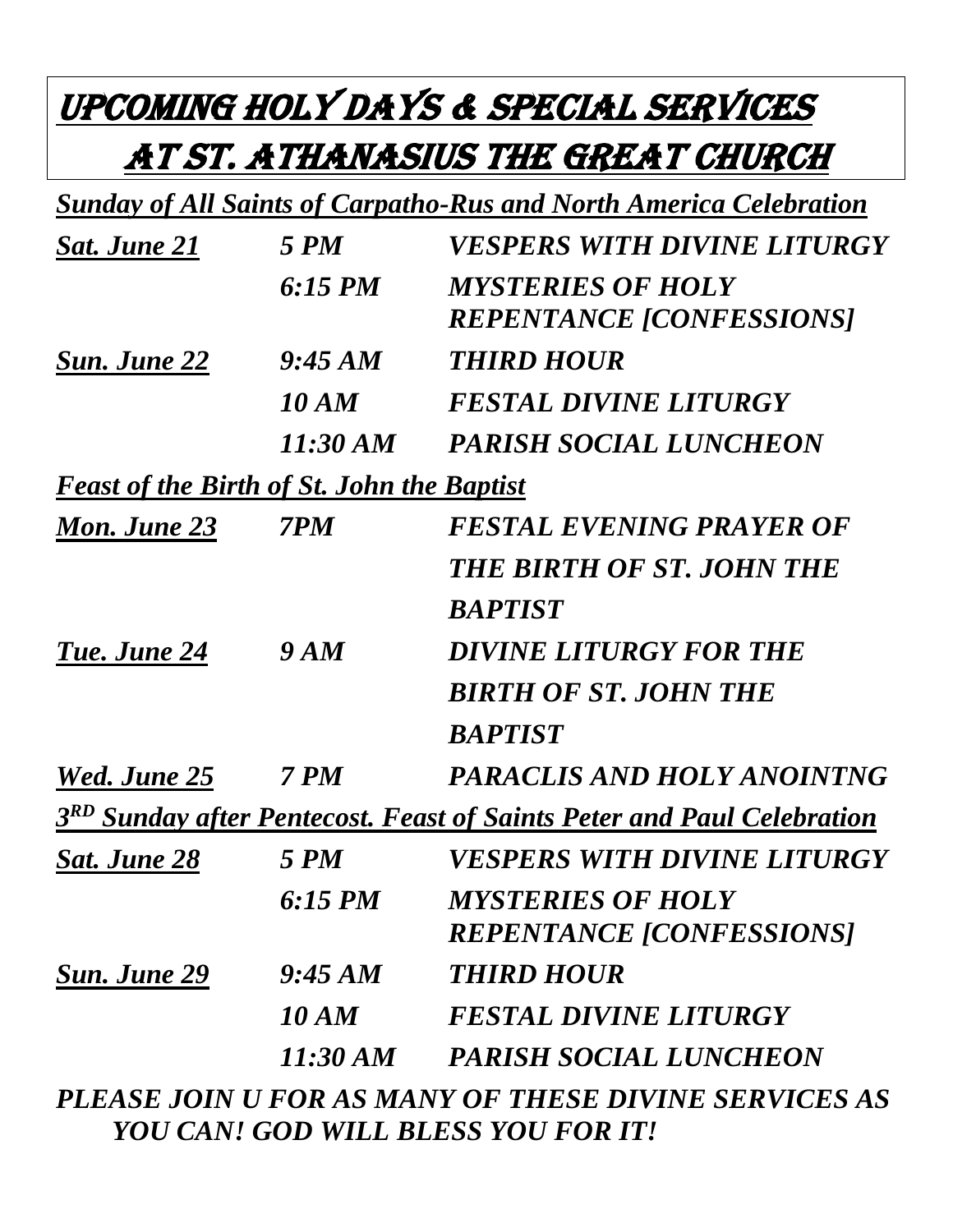# UPCOMING HOLY DAYS & SPECIAL SERVICES AT ST. ATHANASIUS THE GREAT CHURCH

***Sunday of All Saints of Carpatho-Rus and North America Celebration***

| | | |
|---|---|---|
| ***Sat. June 21*** | ***5 PM*** | ***VESPERS WITH DIVINE LITURGY*** |
| | ***6:15 PM*** | ***MYSTERIES OF HOLY REPENTANCE [CONFESSIONS]*** |
| ***Sun. June 22*** | ***9:45 AM*** | ***THIRD HOUR*** |
| | ***10 AM*** | ***FESTAL DIVINE LITURGY*** |
| | ***11:30 AM*** | ***PARISH SOCIAL LUNCHEON*** |

***Feast of the Birth of St. John the Baptist***

| | | |
|---|---|---|
| ***Mon. June 23*** | ***7PM*** | ***FESTAL EVENING PRAYER OF THE BIRTH OF ST. JOHN THE BAPTIST*** |
| ***Tue. June 24*** | ***9 AM*** | ***DIVINE LITURGY FOR THE BIRTH OF ST. JOHN THE BAPTIST*** |
| ***Wed. June 25*** | ***7 PM*** | ***PARACLIS AND HOLY ANOINTNG*** |

***3RD Sunday after Pentecost. Feast of Saints Peter and Paul Celebration***

| | | |
|---|---|---|
| ***Sat. June 28*** | ***5 PM*** | ***VESPERS WITH DIVINE LITURGY*** |
| | ***6:15 PM*** | ***MYSTERIES OF HOLY REPENTANCE [CONFESSIONS]*** |
| ***Sun. June 29*** | ***9:45 AM*** | ***THIRD HOUR*** |
| | ***10 AM*** | ***FESTAL DIVINE LITURGY*** |
| | ***11:30 AM*** | ***PARISH SOCIAL LUNCHEON*** |

***PLEASE JOIN U FOR AS MANY OF THESE DIVINE SERVICES AS YOU CAN! GOD WILL BLESS YOU FOR IT!***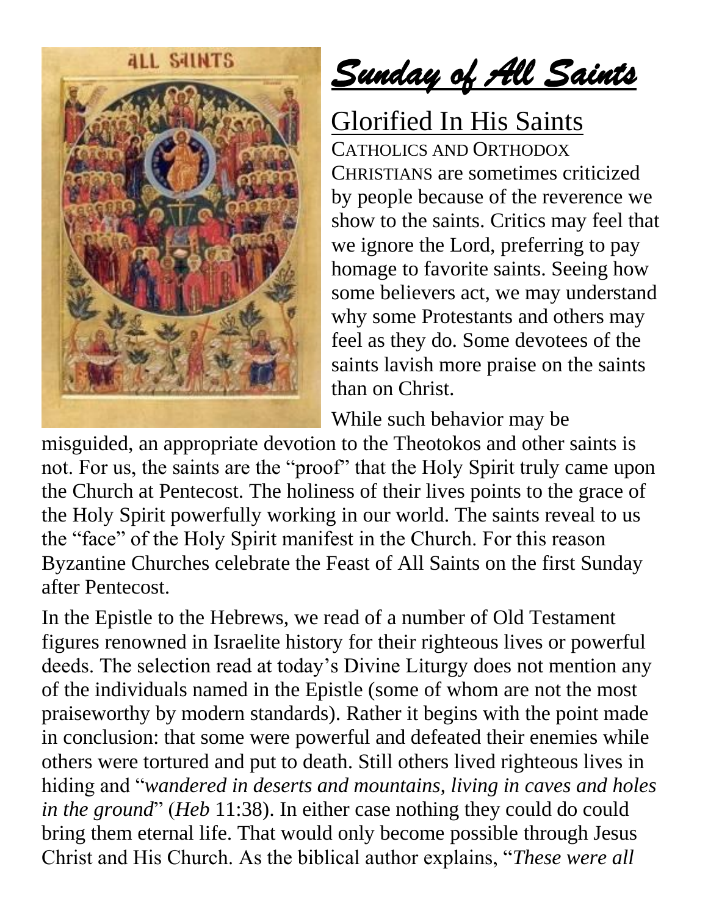# *Sunday of All Saints*

## Glorified In His Saints

CATHOLICS AND ORTHODOX CHRISTIANS are sometimes criticized by people because of the reverence we show to the saints. Critics may feel that we ignore the Lord, preferring to pay homage to favorite saints. Seeing how some believers act, we may understand why some Protestants and others may feel as they do. Some devotees of the saints lavish more praise on the saints than on Christ.

While such behavior may be misguided, an appropriate devotion to the Theotokos and other saints is not. For us, the saints are the "proof" that the Holy Spirit truly came upon the Church at Pentecost. The holiness of their lives points to the grace of the Holy Spirit powerfully working in our world. The saints reveal to us the "face" of the Holy Spirit manifest in the Church. For this reason Byzantine Churches celebrate the Feast of All Saints on the first Sunday after Pentecost.

In the Epistle to the Hebrews, we read of a number of Old Testament figures renowned in Israelite history for their righteous lives or powerful deeds. The selection read at today's Divine Liturgy does not mention any of the individuals named in the Epistle (some of whom are not the most praiseworthy by modern standards). Rather it begins with the point made in conclusion: that some were powerful and defeated their enemies while others were tortured and put to death. Still others lived righteous lives in hiding and "*wandered in deserts and mountains, living in caves and holes in the ground*" (*Heb* 11:38). In either case nothing they could do could bring them eternal life. That would only become possible through Jesus Christ and His Church. As the biblical author explains, "*These were all*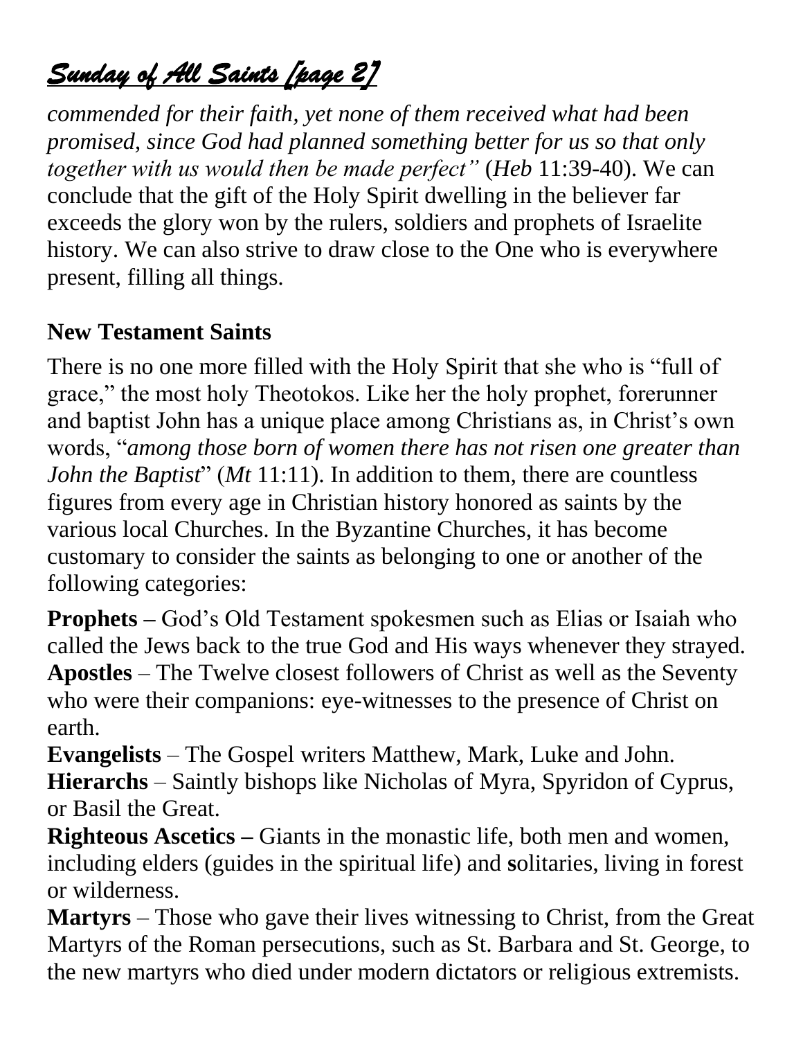// Sunday of All Saints [page 2]

*commended for their faith, yet none of them received what had been promised, since God had planned something better for us so that only together with us would then be made perfect"* (*Heb* 11:39-40). We can conclude that the gift of the Holy Spirit dwelling in the believer far exceeds the glory won by the rulers, soldiers and prophets of Israelite history. We can also strive to draw close to the One who is everywhere present, filling all things.

**New Testament Saints**

There is no one more filled with the Holy Spirit that she who is "full of grace," the most holy Theotokos. Like her the holy prophet, forerunner and baptist John has a unique place among Christians as, in Christ's own words, "*among those born of women there has not risen one greater than John the Baptist*" (*Mt* 11:11). In addition to them, there are countless figures from every age in Christian history honored as saints by the various local Churches. In the Byzantine Churches, it has become customary to consider the saints as belonging to one or another of the following categories:

**Prophets –** God's Old Testament spokesmen such as Elias or Isaiah who called the Jews back to the true God and His ways whenever they strayed.
**Apostles** – The Twelve closest followers of Christ as well as the Seventy who were their companions: eye-witnesses to the presence of Christ on earth.
**Evangelists** – The Gospel writers Matthew, Mark, Luke and John.
**Hierarchs** – Saintly bishops like Nicholas of Myra, Spyridon of Cyprus, or Basil the Great.
**Righteous Ascetics –** Giants in the monastic life, both men and women, including elders (guides in the spiritual life) and solitaries, living in forest or wilderness.
**Martyrs** – Those who gave their lives witnessing to Christ, from the Great Martyrs of the Roman persecutions, such as St. Barbara and St. George, to the new martyrs who died under modern dictators or religious extremists.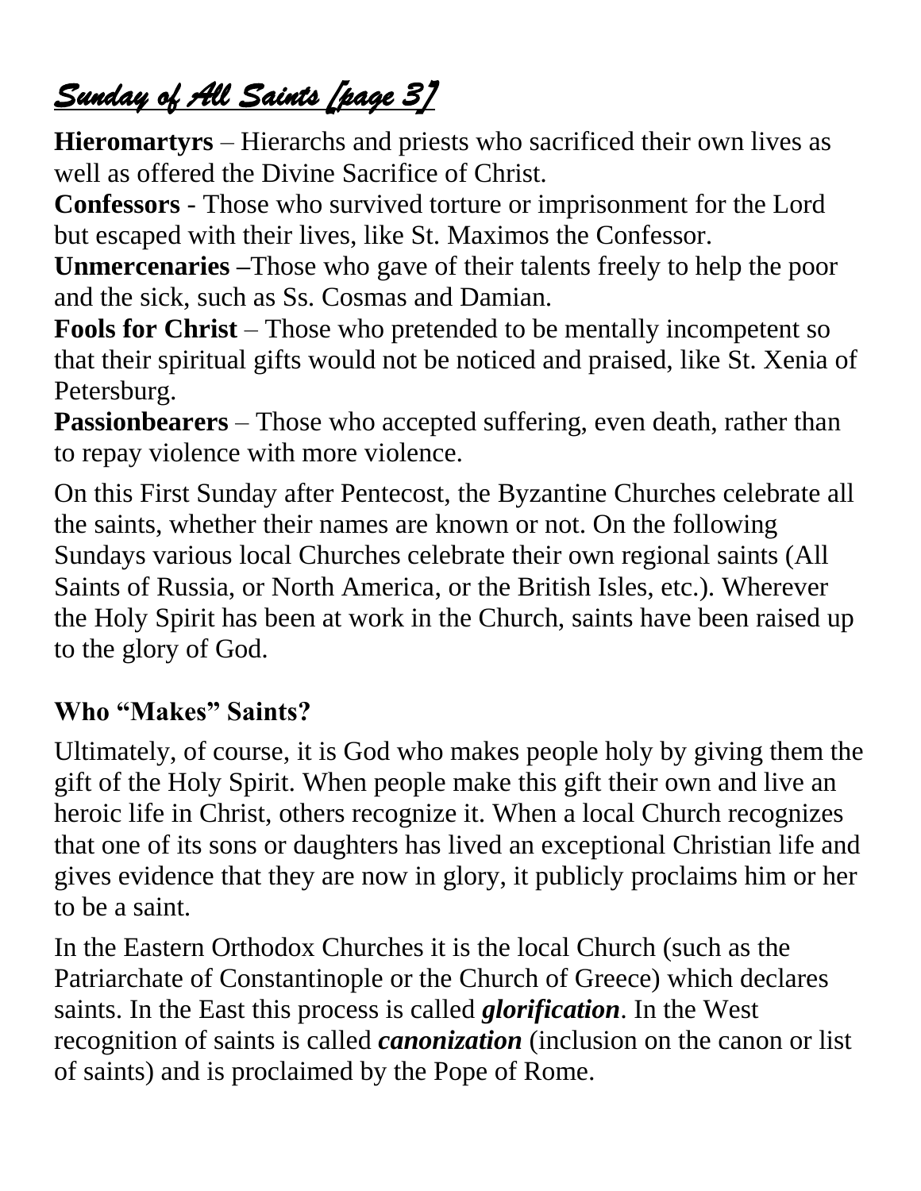# *Sunday of All Saints [page 3]*

**Hieromartyrs** – Hierarchs and priests who sacrificed their own lives as well as offered the Divine Sacrifice of Christ.

**Confessors** - Those who survived torture or imprisonment for the Lord but escaped with their lives, like St. Maximos the Confessor.

**Unmercenaries –**Those who gave of their talents freely to help the poor and the sick, such as Ss. Cosmas and Damian.

**Fools for Christ** – Those who pretended to be mentally incompetent so that their spiritual gifts would not be noticed and praised, like St. Xenia of Petersburg.

**Passionbearers** – Those who accepted suffering, even death, rather than to repay violence with more violence.

On this First Sunday after Pentecost, the Byzantine Churches celebrate all the saints, whether their names are known or not. On the following Sundays various local Churches celebrate their own regional saints (All Saints of Russia, or North America, or the British Isles, etc.). Wherever the Holy Spirit has been at work in the Church, saints have been raised up to the glory of God.

## Who "Makes" Saints?

Ultimately, of course, it is God who makes people holy by giving them the gift of the Holy Spirit. When people make this gift their own and live an heroic life in Christ, others recognize it. When a local Church recognizes that one of its sons or daughters has lived an exceptional Christian life and gives evidence that they are now in glory, it publicly proclaims him or her to be a saint.

In the Eastern Orthodox Churches it is the local Church (such as the Patriarchate of Constantinople or the Church of Greece) which declares saints. In the East this process is called ***glorification***. In the West recognition of saints is called ***canonization*** (inclusion on the canon or list of saints) and is proclaimed by the Pope of Rome.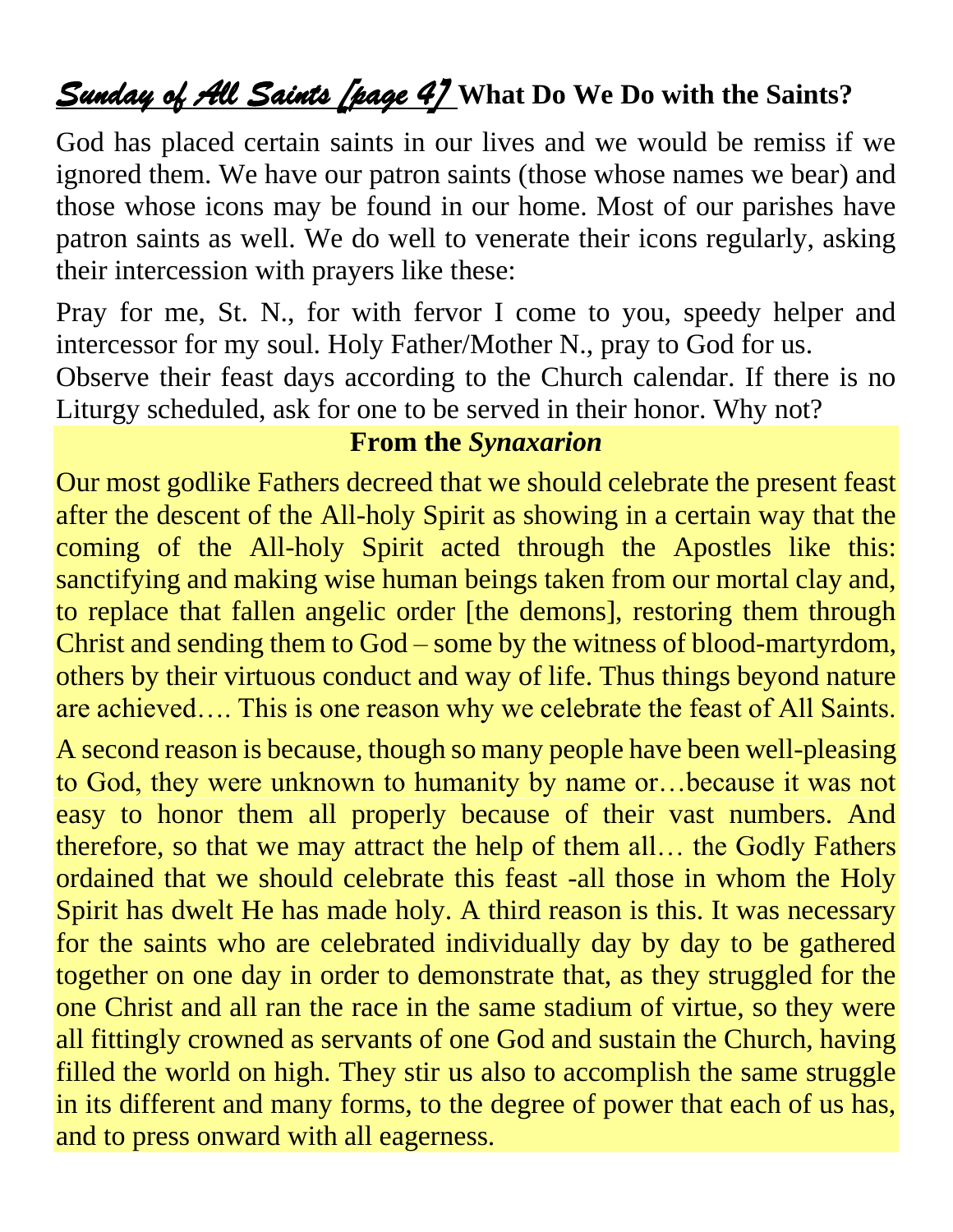## *Sunday of All Saints [page 4]* What Do We Do with the Saints?

God has placed certain saints in our lives and we would be remiss if we ignored them. We have our patron saints (those whose names we bear) and those whose icons may be found in our home. Most of our parishes have patron saints as well. We do well to venerate their icons regularly, asking their intercession with prayers like these:

Pray for me, St. N., for with fervor I come to you, speedy helper and intercessor for my soul. Holy Father/Mother N., pray to God for us.
Observe their feast days according to the Church calendar. If there is no Liturgy scheduled, ask for one to be served in their honor. Why not?

### From the *Synaxarion*

Our most godlike Fathers decreed that we should celebrate the present feast after the descent of the All-holy Spirit as showing in a certain way that the coming of the All-holy Spirit acted through the Apostles like this: sanctifying and making wise human beings taken from our mortal clay and, to replace that fallen angelic order [the demons], restoring them through Christ and sending them to God – some by the witness of blood-martyrdom, others by their virtuous conduct and way of life. Thus things beyond nature are achieved…. This is one reason why we celebrate the feast of All Saints.

A second reason is because, though so many people have been well-pleasing to God, they were unknown to humanity by name or…because it was not easy to honor them all properly because of their vast numbers. And therefore, so that we may attract the help of them all… the Godly Fathers ordained that we should celebrate this feast -all those in whom the Holy Spirit has dwelt He has made holy. A third reason is this. It was necessary for the saints who are celebrated individually day by day to be gathered together on one day in order to demonstrate that, as they struggled for the one Christ and all ran the race in the same stadium of virtue, so they were all fittingly crowned as servants of one God and sustain the Church, having filled the world on high. They stir us also to accomplish the same struggle in its different and many forms, to the degree of power that each of us has, and to press onward with all eagerness.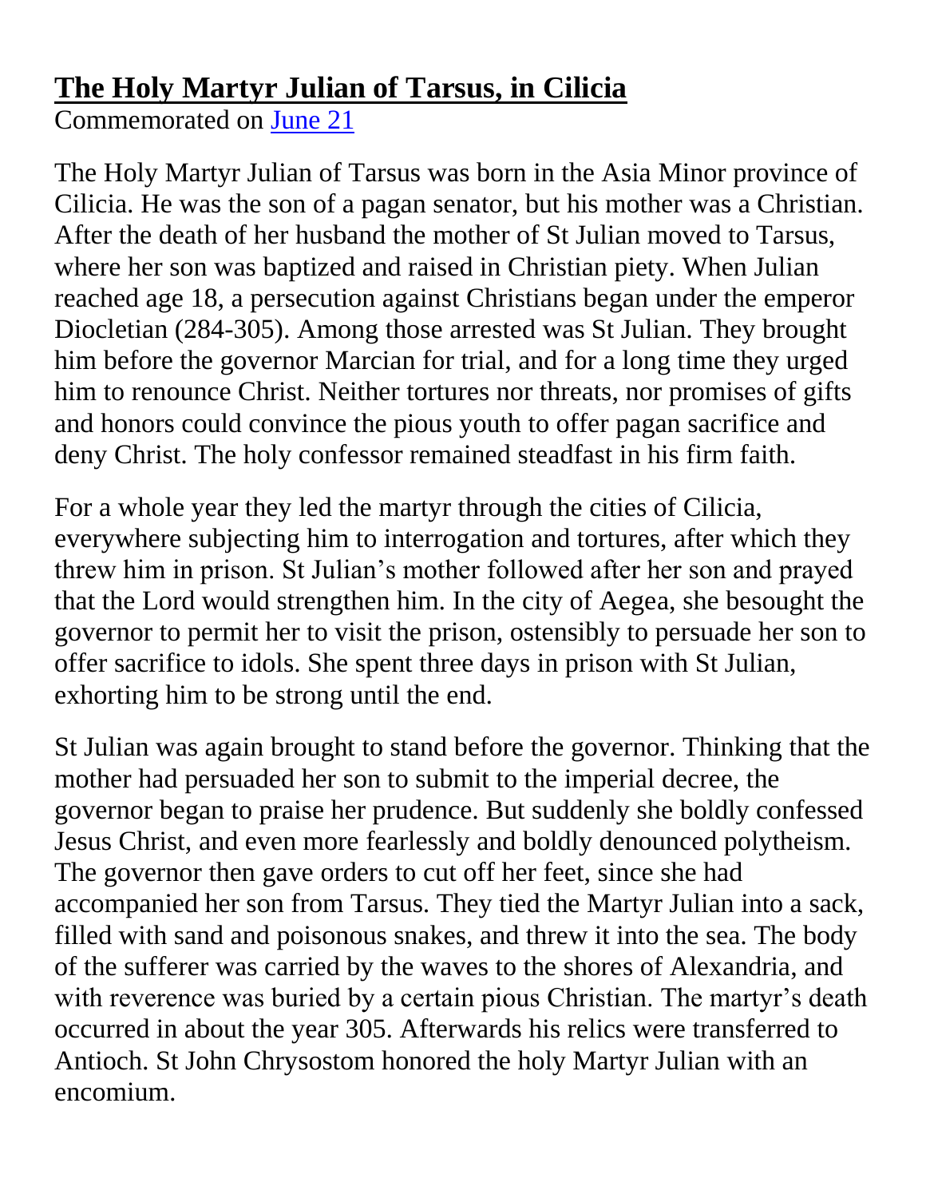## **The Holy Martyr Julian of Tarsus, in Cilicia**

Commemorated on June 21

The Holy Martyr Julian of Tarsus was born in the Asia Minor province of Cilicia. He was the son of a pagan senator, but his mother was a Christian. After the death of her husband the mother of St Julian moved to Tarsus, where her son was baptized and raised in Christian piety. When Julian reached age 18, a persecution against Christians began under the emperor Diocletian (284-305). Among those arrested was St Julian. They brought him before the governor Marcian for trial, and for a long time they urged him to renounce Christ. Neither tortures nor threats, nor promises of gifts and honors could convince the pious youth to offer pagan sacrifice and deny Christ. The holy confessor remained steadfast in his firm faith.

For a whole year they led the martyr through the cities of Cilicia, everywhere subjecting him to interrogation and tortures, after which they threw him in prison. St Julian's mother followed after her son and prayed that the Lord would strengthen him. In the city of Aegea, she besought the governor to permit her to visit the prison, ostensibly to persuade her son to offer sacrifice to idols. She spent three days in prison with St Julian, exhorting him to be strong until the end.

St Julian was again brought to stand before the governor. Thinking that the mother had persuaded her son to submit to the imperial decree, the governor began to praise her prudence. But suddenly she boldly confessed Jesus Christ, and even more fearlessly and boldly denounced polytheism. The governor then gave orders to cut off her feet, since she had accompanied her son from Tarsus. They tied the Martyr Julian into a sack, filled with sand and poisonous snakes, and threw it into the sea. The body of the sufferer was carried by the waves to the shores of Alexandria, and with reverence was buried by a certain pious Christian. The martyr's death occurred in about the year 305. Afterwards his relics were transferred to Antioch. St John Chrysostom honored the holy Martyr Julian with an encomium.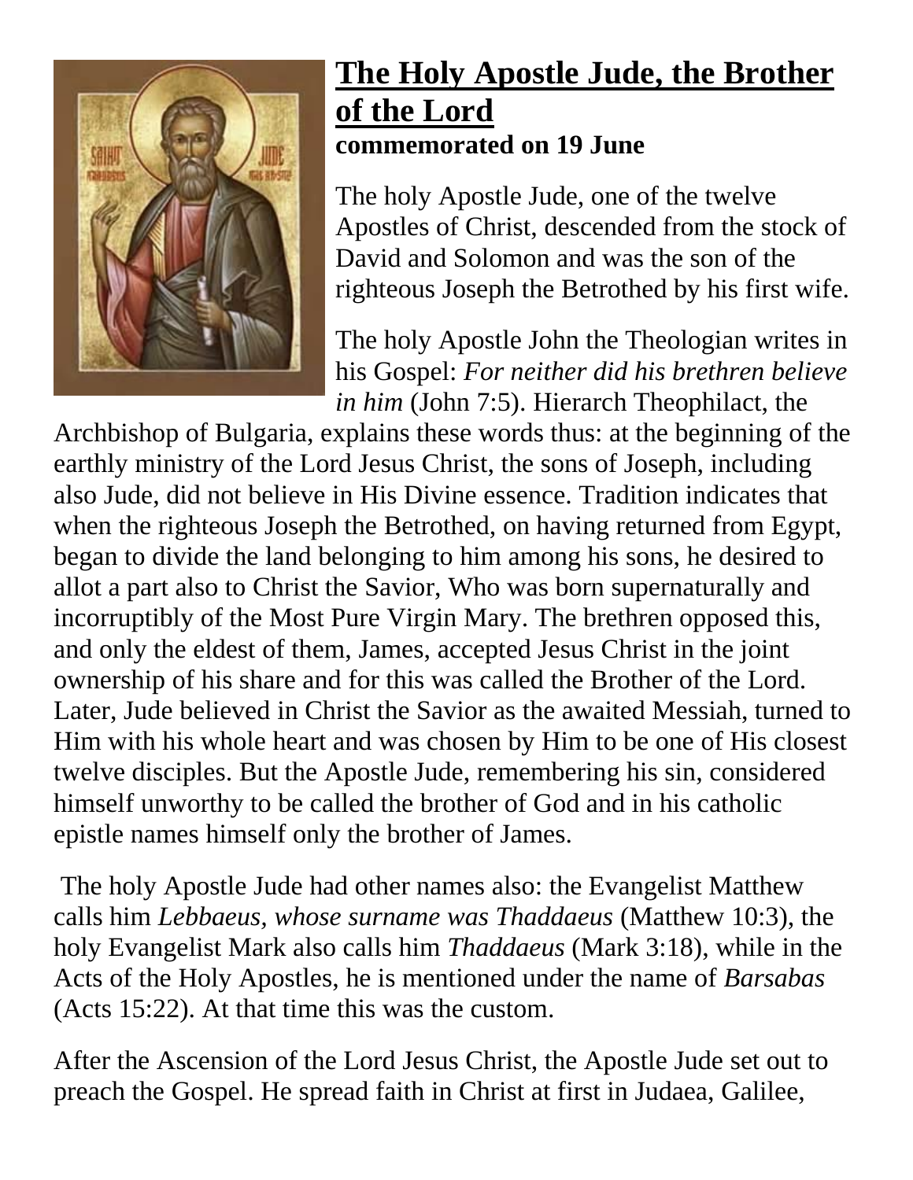## The Holy Apostle Jude, the Brother of the Lord

**commemorated on 19 June**

The holy Apostle Jude, one of the twelve Apostles of Christ, descended from the stock of David and Solomon and was the son of the righteous Joseph the Betrothed by his first wife.

The holy Apostle John the Theologian writes in his Gospel: *For neither did his brethren believe in him* (John 7:5). Hierarch Theophilact, the Archbishop of Bulgaria, explains these words thus: at the beginning of the earthly ministry of the Lord Jesus Christ, the sons of Joseph, including also Jude, did not believe in His Divine essence. Tradition indicates that when the righteous Joseph the Betrothed, on having returned from Egypt, began to divide the land belonging to him among his sons, he desired to allot a part also to Christ the Savior, Who was born supernaturally and incorruptibly of the Most Pure Virgin Mary. The brethren opposed this, and only the eldest of them, James, accepted Jesus Christ in the joint ownership of his share and for this was called the Brother of the Lord. Later, Jude believed in Christ the Savior as the awaited Messiah, turned to Him with his whole heart and was chosen by Him to be one of His closest twelve disciples. But the Apostle Jude, remembering his sin, considered himself unworthy to be called the brother of God and in his catholic epistle names himself only the brother of James.

The holy Apostle Jude had other names also: the Evangelist Matthew calls him *Lebbaeus, whose surname was Thaddaeus* (Matthew 10:3), the holy Evangelist Mark also calls him *Thaddaeus* (Mark 3:18), while in the Acts of the Holy Apostles, he is mentioned under the name of *Barsabas* (Acts 15:22). At that time this was the custom.

After the Ascension of the Lord Jesus Christ, the Apostle Jude set out to preach the Gospel. He spread faith in Christ at first in Judaea, Galilee,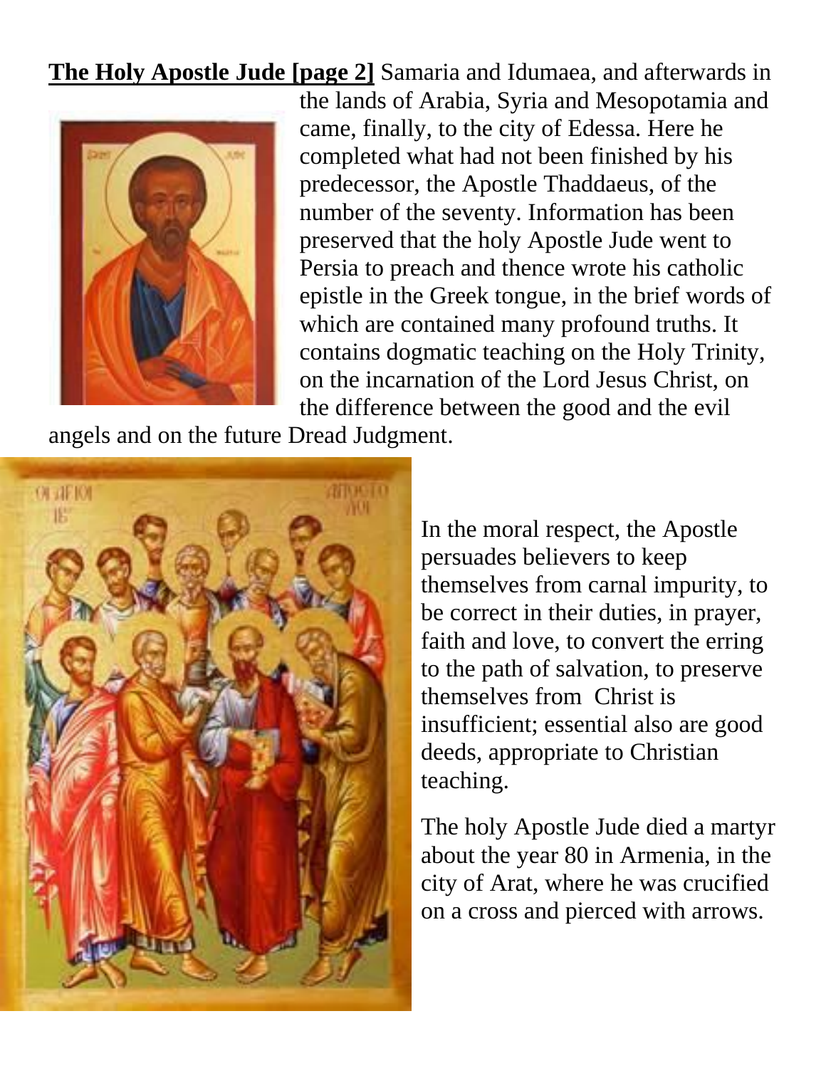**The Holy Apostle Jude [page 2]** Samaria and Idumaea, and afterwards in the lands of Arabia, Syria and Mesopotamia and came, finally, to the city of Edessa. Here he completed what had not been finished by his predecessor, the Apostle Thaddaeus, of the number of the seventy. Information has been preserved that the holy Apostle Jude went to Persia to preach and thence wrote his catholic epistle in the Greek tongue, in the brief words of which are contained many profound truths. It contains dogmatic teaching on the Holy Trinity, on the incarnation of the Lord Jesus Christ, on the difference between the good and the evil angels and on the future Dread Judgment.

In the moral respect, the Apostle persuades believers to keep themselves from carnal impurity, to be correct in their duties, in prayer, faith and love, to convert the erring to the path of salvation, to preserve themselves from Christ is insufficient; essential also are good deeds, appropriate to Christian teaching.

The holy Apostle Jude died a martyr about the year 80 in Armenia, in the city of Arat, where he was crucified on a cross and pierced with arrows.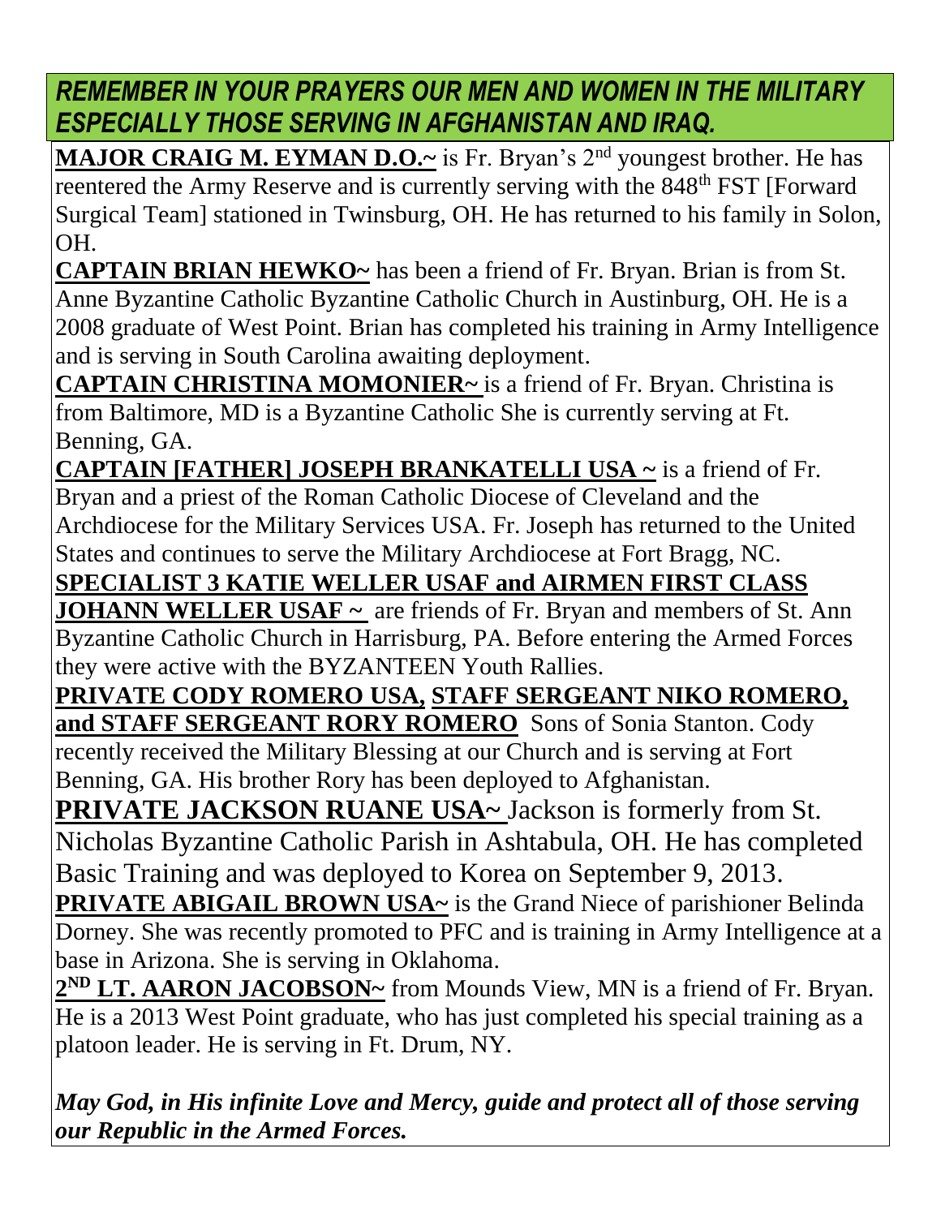## *REMEMBER IN YOUR PRAYERS OUR MEN AND WOMEN IN THE MILITARY ESPECIALLY THOSE SERVING IN AFGHANISTAN AND IRAQ.*

**MAJOR CRAIG M. EYMAN D.O.~** is Fr. Bryan's 2nd youngest brother. He has reentered the Army Reserve and is currently serving with the 848th FST [Forward Surgical Team] stationed in Twinsburg, OH. He has returned to his family in Solon, OH.

**CAPTAIN BRIAN HEWKO~** has been a friend of Fr. Bryan. Brian is from St. Anne Byzantine Catholic Byzantine Catholic Church in Austinburg, OH. He is a 2008 graduate of West Point. Brian has completed his training in Army Intelligence and is serving in South Carolina awaiting deployment.

**CAPTAIN CHRISTINA MOMONIER~** is a friend of Fr. Bryan. Christina is from Baltimore, MD is a Byzantine Catholic She is currently serving at Ft. Benning, GA.

**CAPTAIN [FATHER] JOSEPH BRANKATELLI USA ~** is a friend of Fr. Bryan and a priest of the Roman Catholic Diocese of Cleveland and the Archdiocese for the Military Services USA. Fr. Joseph has returned to the United States and continues to serve the Military Archdiocese at Fort Bragg, NC.

**SPECIALIST 3 KATIE WELLER USAF and AIRMEN FIRST CLASS JOHANN WELLER USAF ~** are friends of Fr. Bryan and members of St. Ann Byzantine Catholic Church in Harrisburg, PA. Before entering the Armed Forces they were active with the BYZANTEEN Youth Rallies.

**PRIVATE CODY ROMERO USA, STAFF SERGEANT NIKO ROMERO, and STAFF SERGEANT RORY ROMERO** Sons of Sonia Stanton. Cody recently received the Military Blessing at our Church and is serving at Fort Benning, GA. His brother Rory has been deployed to Afghanistan.

**PRIVATE JACKSON RUANE USA~** Jackson is formerly from St. Nicholas Byzantine Catholic Parish in Ashtabula, OH. He has completed Basic Training and was deployed to Korea on September 9, 2013.

**PRIVATE ABIGAIL BROWN USA~** is the Grand Niece of parishioner Belinda Dorney. She was recently promoted to PFC and is training in Army Intelligence at a base in Arizona. She is serving in Oklahoma.

**2ND LT. AARON JACOBSON~** from Mounds View, MN is a friend of Fr. Bryan. He is a 2013 West Point graduate, who has just completed his special training as a platoon leader. He is serving in Ft. Drum, NY.

***May God, in His infinite Love and Mercy, guide and protect all of those serving our Republic in the Armed Forces.***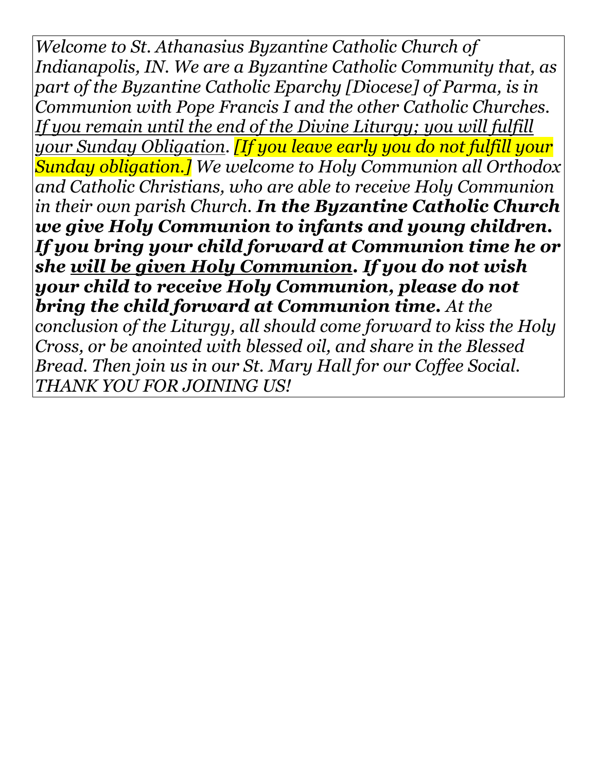*Welcome to St. Athanasius Byzantine Catholic Church of Indianapolis, IN. We are a Byzantine Catholic Community that, as part of the Byzantine Catholic Eparchy [Diocese] of Parma, is in Communion with Pope Francis I and the other Catholic Churches. If you remain until the end of the Divine Liturgy; you will fulfill your Sunday Obligation. [If you leave early you do not fulfill your Sunday obligation.] We welcome to Holy Communion all Orthodox and Catholic Christians, who are able to receive Holy Communion in their own parish Church.* ***In the Byzantine Catholic Church we give Holy Communion to infants and young children. If you bring your child forward at Communion time he or she will be given Holy Communion. If you do not wish your child to receive Holy Communion, please do not bring the child forward at Communion time.*** *At the conclusion of the Liturgy, all should come forward to kiss the Holy Cross, or be anointed with blessed oil, and share in the Blessed Bread. Then join us in our St. Mary Hall for our Coffee Social. THANK YOU FOR JOINING US!*